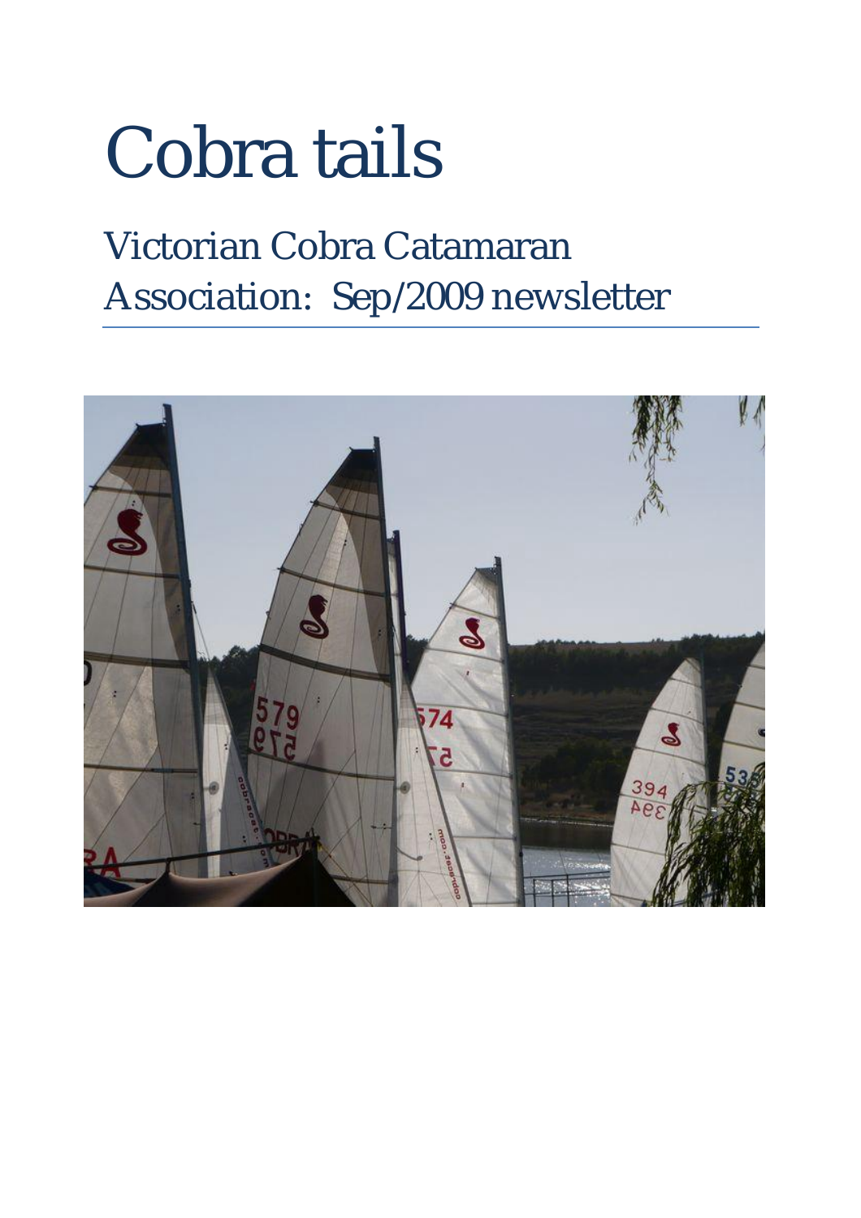# Cobra tails

## Victorian Cobra Catamaran Association: Sep/2009 newsletter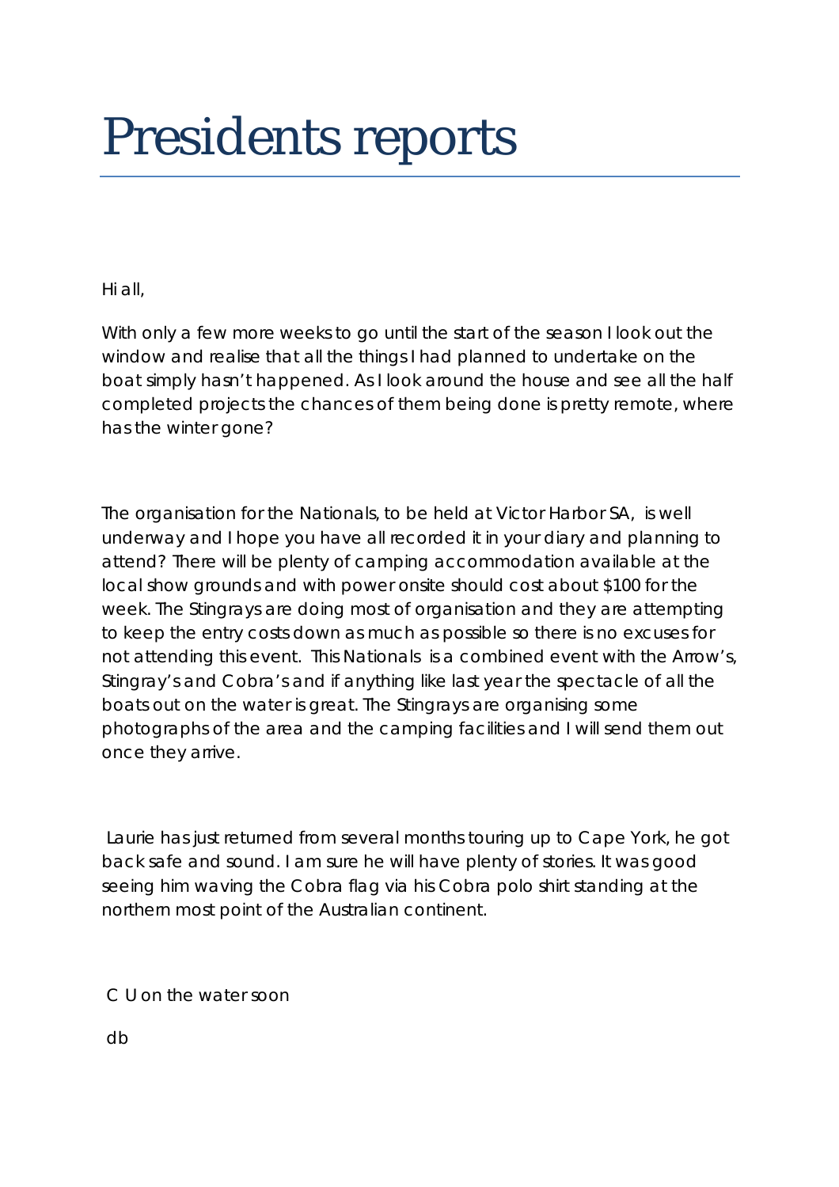# Presidents reports

Hi all,

With only a few more weeks to go until the start of the season I look out the window and realise that all the things I had planned to undertake on the boat simply hasn't happened. As I look around the house and see all the half completed projects the chances of them being done is pretty remote, where has the winter gone?

The organisation for the Nationals, to be held at Victor Harbor SA, is well underway and I hope you have all recorded it in your diary and planning to attend? There will be plenty of camping accommodation available at the local show grounds and with power onsite should cost about $100 for the week. The Stingrays are doing most of organisation and they are attempting to keep the entry costs down as much as possible so there is no excuses for not attending this event. This Nationals is a combined event with the Arrow's, Stingray's and Cobra's and if anything like last year the spectacle of all the boats out on the water is great. The Stingrays are organising some photographs of the area and the camping facilities and I will send them out once they arrive.

Laurie has just returned from several months touring up to Cape York, he got back safe and sound. I am sure he will have plenty of stories. It was good seeing him waving the Cobra flag via his Cobra polo shirt standing at the northern most point of the Australian continent.

C U on the water soon

db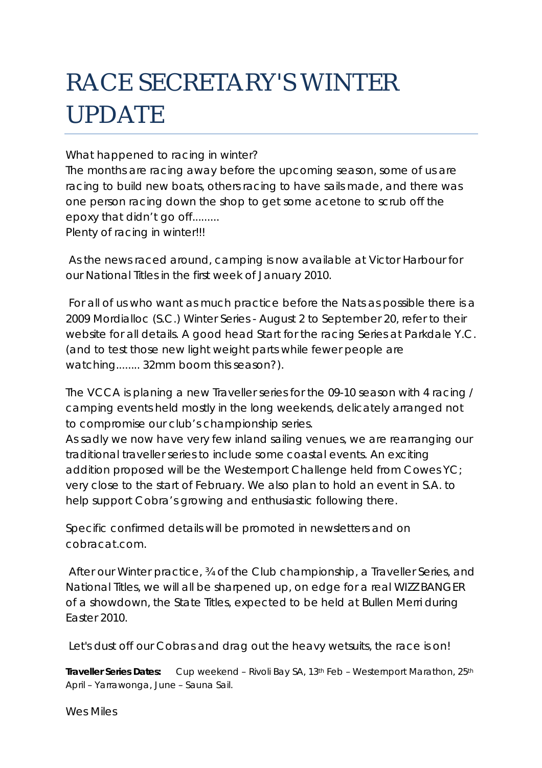# RACE SECRETARY'S WINTER UPDATE

What happened to racing in winter?
The months are racing away before the upcoming season, some of us are racing to build new boats, others racing to have sails made, and there was one person racing down the shop to get some acetone to scrub off the epoxy that didn't go off.........
Plenty of racing in winter!!!

As the news raced around, camping is now available at Victor Harbour for our National Titles in the first week of January 2010.

For all of us who want as much practice before the Nats as possible there is a 2009 Mordialloc (S.C.) Winter Series - August 2 to September 20, refer to their website for all details. A good head Start for the racing Series at Parkdale Y.C. (and to test those new light weight parts while fewer people are watching........ 32mm boom this season?).

The VCCA is planing a new Traveller series for the 09-10 season with 4 racing / camping events held mostly in the long weekends, delicately arranged not to compromise our club's championship series.
As sadly we now have very few inland sailing venues, we are rearranging our traditional traveller series to include some coastal events. An exciting addition proposed will be the Westernport Challenge held from Cowes YC; very close to the start of February. We also plan to hold an event in S.A. to help support Cobra's growing and enthusiastic following there.

Specific confirmed details will be promoted in newsletters and on cobracat.com.

After our Winter practice, ¾ of the Club championship, a Traveller Series, and National Titles, we will all be sharpened up, on edge for a real WIZZ BANGER of a showdown, the State Titles, expected to be held at Bullen Merri during Easter 2010.

Let's dust off our Cobras and drag out the heavy wetsuits, the race is on!

**Traveller Series Dates:** Cup weekend – Rivoli Bay SA, 13th Feb – Westernport Marathon, 25th April – Yarrawonga, June – Sauna Sail.

Wes Miles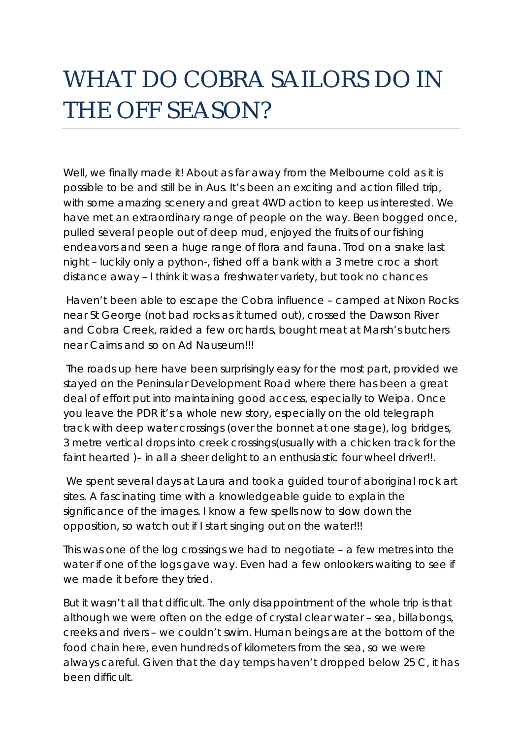# WHAT DO COBRA SAILORS DO IN THE OFF SEASON?

Well, we finally made it! About as far away from the Melbourne cold as it is possible to be and still be in Aus. It's been an exciting and action filled trip, with some amazing scenery and great 4WD action to keep us interested. We have met an extraordinary range of people on the way. Been bogged once, pulled several people out of deep mud, enjoyed the fruits of our fishing endeavors and seen a huge range of flora and fauna. Trod on a snake last night – luckily only a python-, fished off a bank with a 3 metre croc a short distance away – I think it was a freshwater variety, but took no chances

Haven't been able to escape the Cobra influence – camped at Nixon Rocks near St George (not bad rocks as it turned out), crossed the Dawson River and Cobra Creek, raided a few orchards, bought meat at Marsh's butchers near Cairns and so on Ad Nauseum!!!

The roads up here have been surprisingly easy for the most part, provided we stayed on the Peninsular Development Road where there has been a great deal of effort put into maintaining good access, especially to Weipa. Once you leave the PDR it's a whole new story, especially on the old telegraph track with deep water crossings (over the bonnet at one stage), log bridges, 3 metre vertical drops into creek crossings(usually with a chicken track for the faint hearted )– in all a sheer delight to an enthusiastic four wheel driver!!.

We spent several days at Laura and took a guided tour of aboriginal rock art sites. A fascinating time with a knowledgeable guide to explain the significance of the images. I know a few spells now to slow down the opposition, so watch out if I start singing out on the water!!!

This was one of the log crossings we had to negotiate – a few metres into the water if one of the logs gave way. Even had a few onlookers waiting to see if we made it before they tried.

But it wasn't all that difficult. The only disappointment of the whole trip is that although we were often on the edge of crystal clear water – sea, billabongs, creeks and rivers – we couldn't swim. Human beings are at the bottom of the food chain here, even hundreds of kilometers from the sea, so we were always careful. Given that the day temps haven't dropped below 25 C, it has been difficult.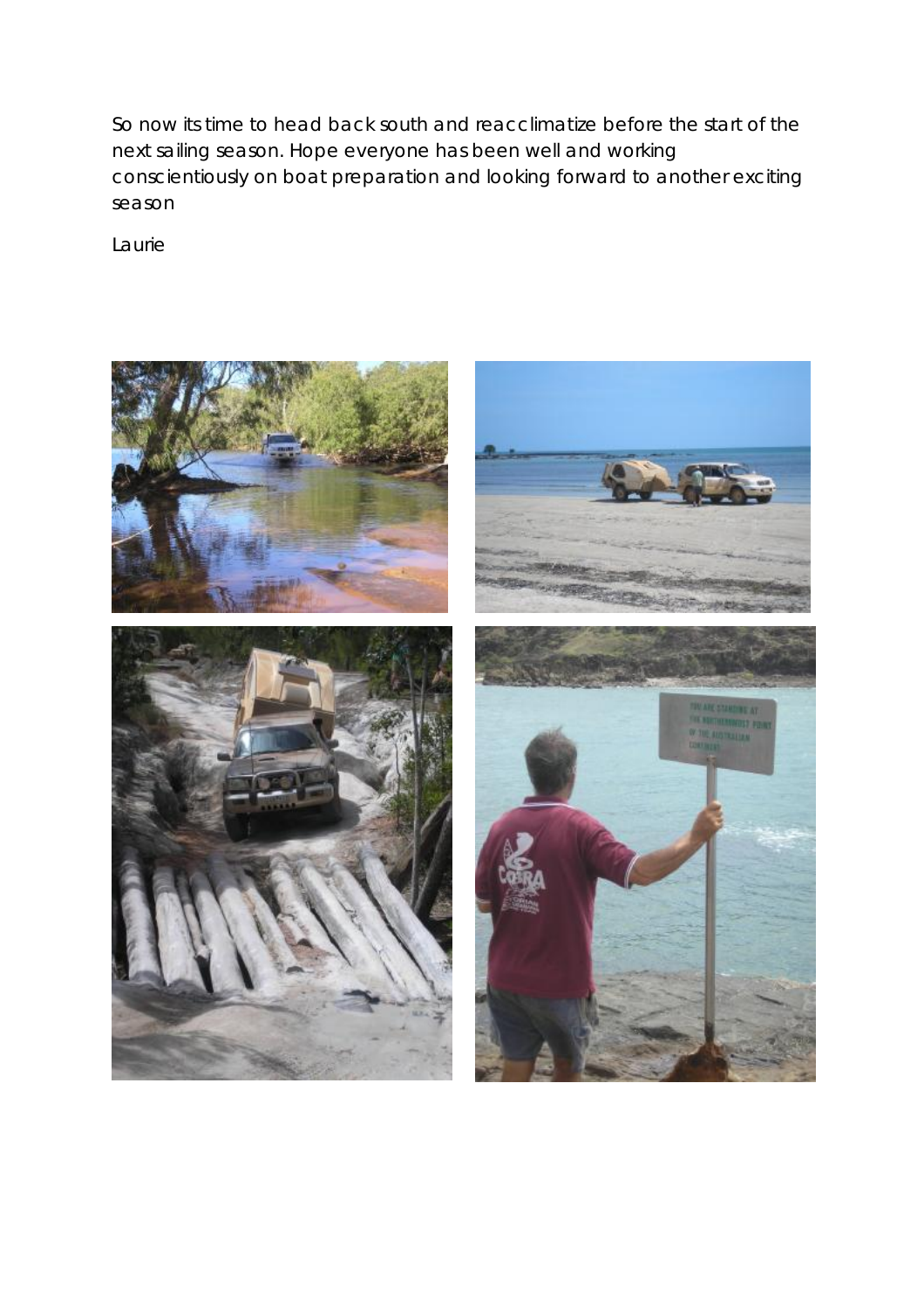So now its time to head back south and reacclimatize before the start of the next sailing season. Hope everyone has been well and working conscientiously on boat preparation and looking forward to another exciting season

Laurie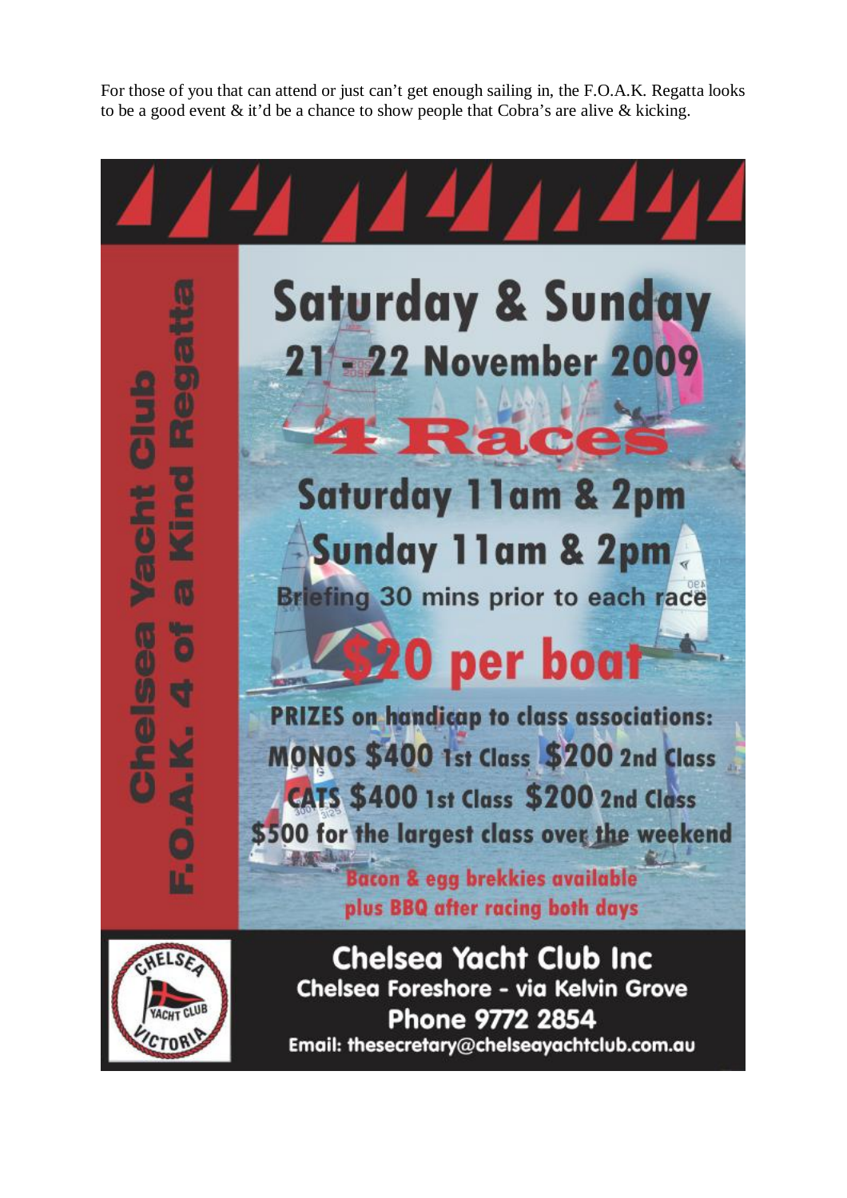For those of you that can attend or just can't get enough sailing in, the F.O.A.K. Regatta looks to be a good event & it'd be a chance to show people that Cobra's are alive & kicking.

**Chelsea Yacht Club F.O.A.K. 4 of a Kind Regatta**

# Saturday & Sunday 21 - 22 November 2009

## 4 Races

**Saturday 11am & 2pm**

**Sunday 11am & 2pm**

Briefing 30 mins prior to each race

## $20 per boat

**PRIZES on handicap to class associations:**

**MONOS $400 1st Class $200 2nd Class**

**CATS $400 1st Class $200 2nd Class**

**$500 for the largest class over the weekend**

Bacon & egg brekkies available plus BBQ after racing both days

**Chelsea Yacht Club Inc**

Chelsea Foreshore - via Kelvin Grove

Phone 9772 2854

Email: thesecretary@chelseayachtclub.com.au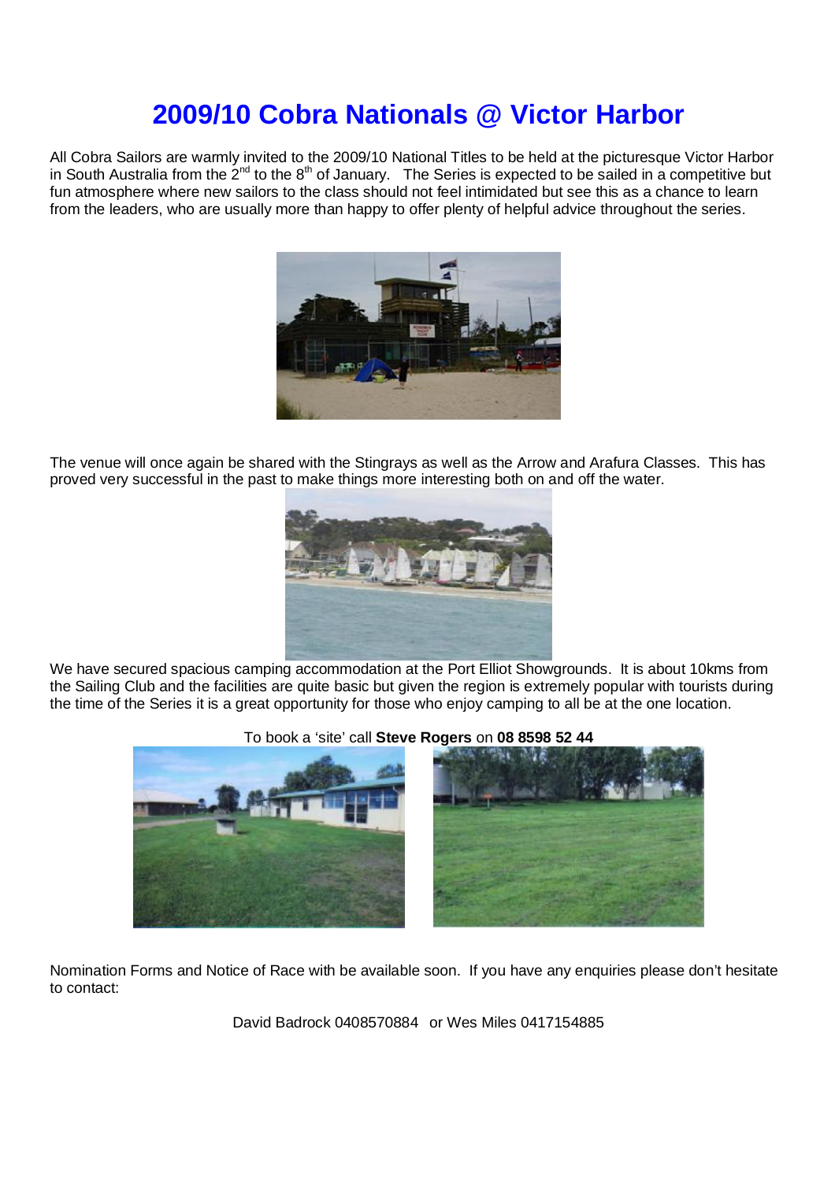# 2009/10 Cobra Nationals @ Victor Harbor

All Cobra Sailors are warmly invited to the 2009/10 National Titles to be held at the picturesque Victor Harbor in South Australia from the 2nd to the 8th of January. The Series is expected to be sailed in a competitive but fun atmosphere where new sailors to the class should not feel intimidated but see this as a chance to learn from the leaders, who are usually more than happy to offer plenty of helpful advice throughout the series.

The venue will once again be shared with the Stingrays as well as the Arrow and Arafura Classes. This has proved very successful in the past to make things more interesting both on and off the water.

We have secured spacious camping accommodation at the Port Elliot Showgrounds. It is about 10kms from the Sailing Club and the facilities are quite basic but given the region is extremely popular with tourists during the time of the Series it is a great opportunity for those who enjoy camping to all be at the one location.

To book a 'site' call **Steve Rogers** on **08 8598 52 44**

Nomination Forms and Notice of Race with be available soon. If you have any enquiries please don't hesitate to contact:

David Badrock 0408570884 or Wes Miles 0417154885